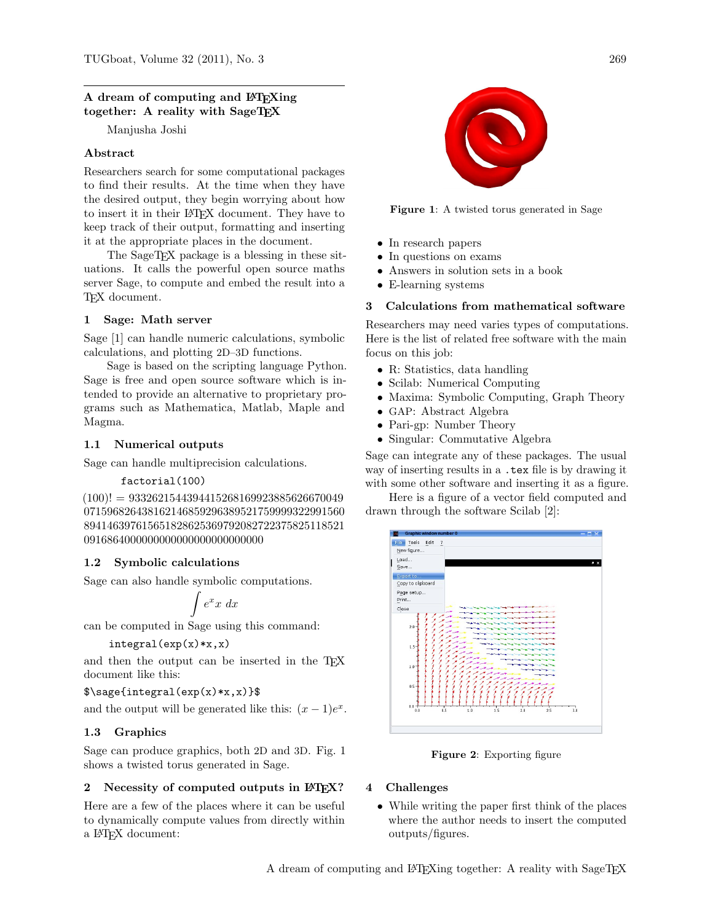# A dream of computing and LaTeXing together: A reality with SageTeX

Manjusha Joshi

## Abstract

Researchers search for some computational packages to find their results. At the time when they have the desired output, they begin worrying about how to insert it in their LaTeX document. They have to keep track of their output, formatting and inserting it at the appropriate places in the document.

The SageTeX package is a blessing in these situations. It calls the powerful open source maths server Sage, to compute and embed the result into a TeX document.

## 1 Sage: Math server

Sage [1] can handle numeric calculations, symbolic calculations, and plotting 2D–3D functions.

Sage is based on the scripting language Python. Sage is free and open source software which is intended to provide an alternative to proprietary programs such as Mathematica, Matlab, Maple and Magma.

### 1.1 Numerical outputs

Sage can handle multiprecision calculations.

```
factorial(100)
```

(100)! = 93326215443944152681699238856266700490715968264381621468592963895217599993229915608941463976156518286253697920827223758251185210916864000000000000000000000000

### 1.2 Symbolic calculations

Sage can also handle symbolic computations.

$$\int e^x x \, dx$$

can be computed in Sage using this command:

```
integral(exp(x)*x,x)
```

and then the output can be inserted in the TeX document like this:

```
$\sage{integral(exp(x)*x,x)}$
```

and the output will be generated like this: $(x-1)e^x$.

### 1.3 Graphics

Sage can produce graphics, both 2D and 3D. Fig. 1 shows a twisted torus generated in Sage.

## 2 Necessity of computed outputs in LaTeX?

Here are a few of the places where it can be useful to dynamically compute values from directly within a LaTeX document:

**Figure 1**: A twisted torus generated in Sage

- In research papers
- In questions on exams
- Answers in solution sets in a book
- E-learning systems

## 3 Calculations from mathematical software

Researchers may need varies types of computations. Here is the list of related free software with the main focus on this job:

- R: Statistics, data handling
- Scilab: Numerical Computing
- Maxima: Symbolic Computing, Graph Theory
- GAP: Abstract Algebra
- Pari-gp: Number Theory
- Singular: Commutative Algebra

Sage can integrate any of these packages. The usual way of inserting results in a .tex file is by drawing it with some other software and inserting it as a figure.

Here is a figure of a vector field computed and drawn through the software Scilab [2]:

**Figure 2**: Exporting figure

## 4 Challenges

- While writing the paper first think of the places where the author needs to insert the computed outputs/figures.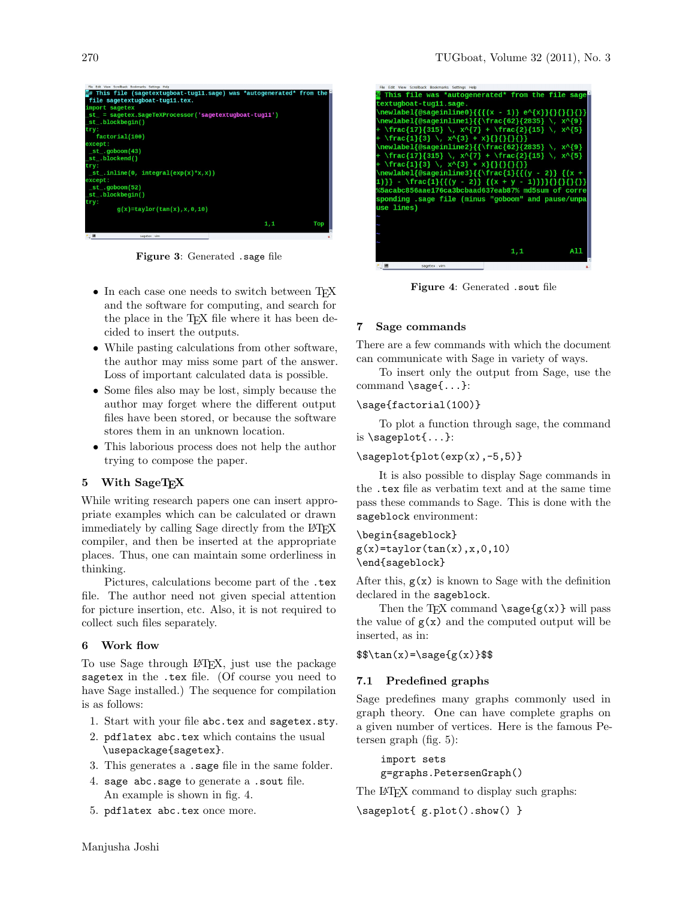```
# This file (sagetextugboat-tug11.sage) was *autogenerated* from the
 file sagetextugboat-tug11.tex.
import sagetex
_st_ = sagetex.SageTeXProcessor('sagetextugboat-tug11')
_st_.blockbegin()
try:
   factorial(100)
except:
 _st_.goboom(43)
 _st_.blockend()
try:
 _st_.inline(0, integral(exp(x)*x,x))
except:
 _st_.goboom(52)
 _st_.blockbegin()
try:
        g(x)=taylor(tan(x),x,0,10)
```

**Figure 3**: Generated `.sage` file

- In each case one needs to switch between TEX and the software for computing, and search for the place in the TEX file where it has been decided to insert the outputs.
- While pasting calculations from other software, the author may miss some part of the answer. Loss of important calculated data is possible.
- Some files also may be lost, simply because the author may forget where the different output files have been stored, or because the software stores them in an unknown location.
- This laborious process does not help the author trying to compose the paper.

## 5 With SageTEX

While writing research papers one can insert appropriate examples which can be calculated or drawn immediately by calling Sage directly from the LATEX compiler, and then be inserted at the appropriate places. Thus, one can maintain some orderliness in thinking.

Pictures, calculations become part of the `.tex` file. The author need not given special attention for picture insertion, etc. Also, it is not required to collect such files separately.

## 6 Work flow

To use Sage through LATEX, just use the package `sagetex` in the `.tex` file. (Of course you need to have Sage installed.) The sequence for compilation is as follows:

1. Start with your file `abc.tex` and `sagetex.sty`.
2. `pdflatex abc.tex` which contains the usual `\usepackage{sagetex}`.
3. This generates a `.sage` file in the same folder.
4. `sage abc.sage` to generate a `.sout` file. An example is shown in fig. 4.
5. `pdflatex abc.tex` once more.

```
% This file was *autogenerated* from the file sage
textugboat-tug11.sage.
\newlabel{@sageinline0}{{{(x - 1)} e^{x}}{}{}{}{}}
\newlabel{@sageinline1}{{\frac{62}{2835} \, x^{9}
+ \frac{17}{315} \, x^{7} + \frac{2}{15} \, x^{5}
+ \frac{1}{3} \, x^{3} + x}{}{}{}{}}
\newlabel{@sageinline2}{{\frac{62}{2835} \, x^{9}
+ \frac{17}{315} \, x^{7} + \frac{2}{15} \, x^{5}
+ \frac{1}{3} \, x^{3} + x}{}{}{}{}}
\newlabel{@sageinline3}{{\frac{1}{{(y - 2)} {(x +
1)}} - \frac{1}{{(y - 2)} {(x + y - 1)}}}{}{}{}{}}
%5acabc856aae176ca3bcbaad637eab87% md5sum of corre
sponding .sage file (minus "goboom" and pause/unpa
use lines)
```

**Figure 4**: Generated `.sout` file

## 7 Sage commands

There are a few commands with which the document can communicate with Sage in variety of ways.

To insert only the output from Sage, use the command `\sage{...}`:

```
\sage{factorial(100)}
```

To plot a function through sage, the command is `\sageplot{...}`:

```
\sageplot{plot(exp(x),-5,5)}
```

It is also possible to display Sage commands in the `.tex` file as verbatim text and at the same time pass these commands to Sage. This is done with the `sageblock` environment:

```
\begin{sageblock}
g(x)=taylor(tan(x),x,0,10)
\end{sageblock}
```

After this, `g(x)` is known to Sage with the definition declared in the `sageblock`.

Then the TEX command `\sage{g(x)}` will pass the value of `g(x)` and the computed output will be inserted, as in:

```
$$\tan(x)=\sage{g(x)}$$
```

### 7.1 Predefined graphs

Sage predefines many graphs commonly used in graph theory. One can have complete graphs on a given number of vertices. Here is the famous Petersen graph (fig. 5):

```
import sets
g=graphs.PetersenGraph()
```

The LATEX command to display such graphs:

```
\sageplot{ g.plot().show() }
```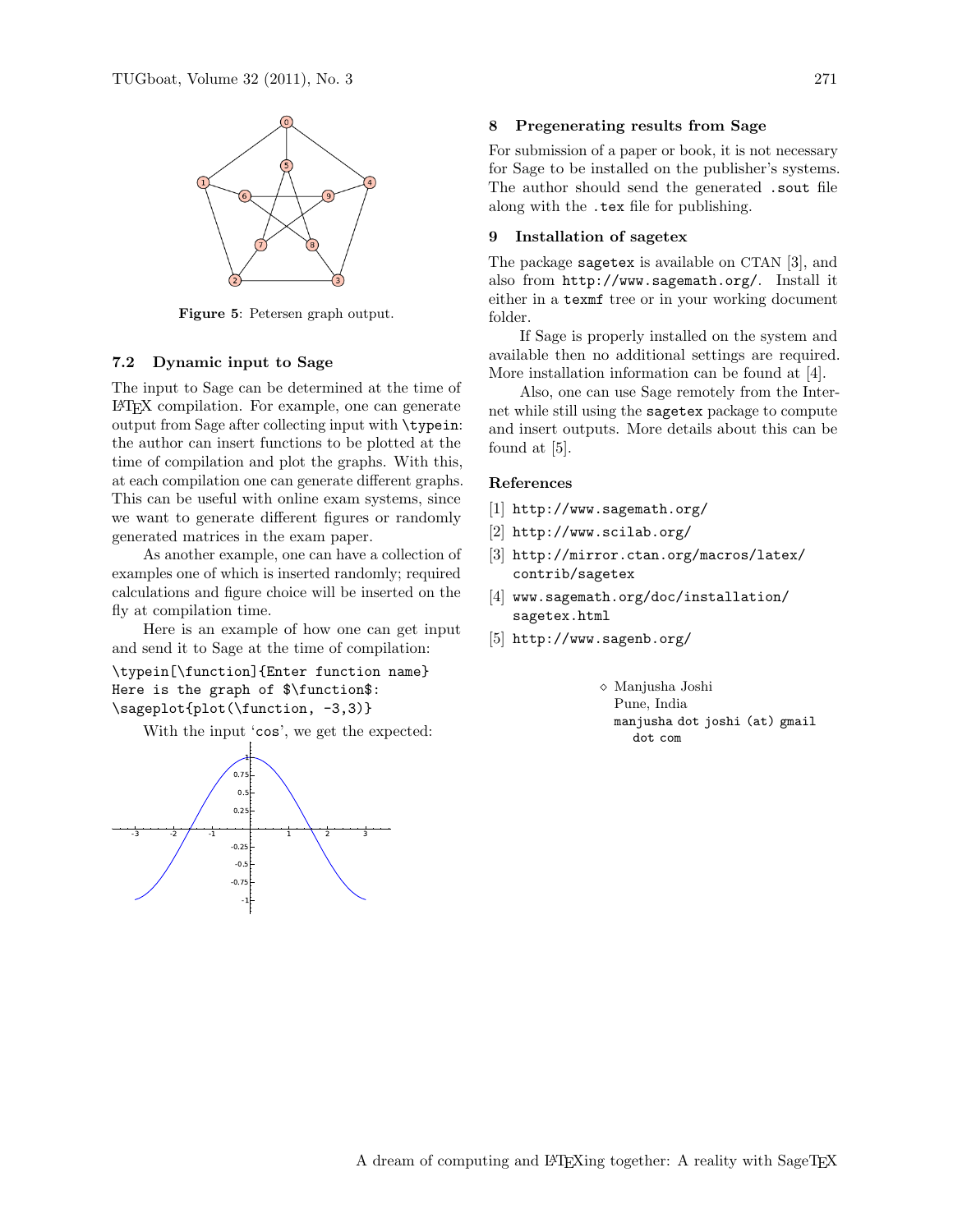Figure 5: Petersen graph output.

### 7.2 Dynamic input to Sage

The input to Sage can be determined at the time of LaTeX compilation. For example, one can generate output from Sage after collecting input with `\typein`: the author can insert functions to be plotted at the time of compilation and plot the graphs. With this, at each compilation one can generate different graphs. This can be useful with online exam systems, since we want to generate different figures or randomly generated matrices in the exam paper.

As another example, one can have a collection of examples one of which is inserted randomly; required calculations and figure choice will be inserted on the fly at compilation time.

Here is an example of how one can get input and send it to Sage at the time of compilation:

```
\typein[\function]{Enter function name}
Here is the graph of $\function$:
\sageplot{plot(\function, -3,3)}
```

With the input '`cos`', we get the expected:

## 8 Pregenerating results from Sage

For submission of a paper or book, it is not necessary for Sage to be installed on the publisher's systems. The author should send the generated `.sout` file along with the `.tex` file for publishing.

## 9 Installation of sagetex

The package `sagetex` is available on CTAN [3], and also from `http://www.sagemath.org/`. Install it either in a `texmf` tree or in your working document folder.

If Sage is properly installed on the system and available then no additional settings are required. More installation information can be found at [4].

Also, one can use Sage remotely from the Internet while still using the `sagetex` package to compute and insert outputs. More details about this can be found at [5].

### References

[1] `http://www.sagemath.org/`

[2] `http://www.scilab.org/`

[3] `http://mirror.ctan.org/macros/latex/contrib/sagetex`

[4] `www.sagemath.org/doc/installation/sagetex.html`

[5] `http://www.sagenb.org/`

◇ Manjusha Joshi
Pune, India
`manjusha dot joshi (at) gmail dot com`